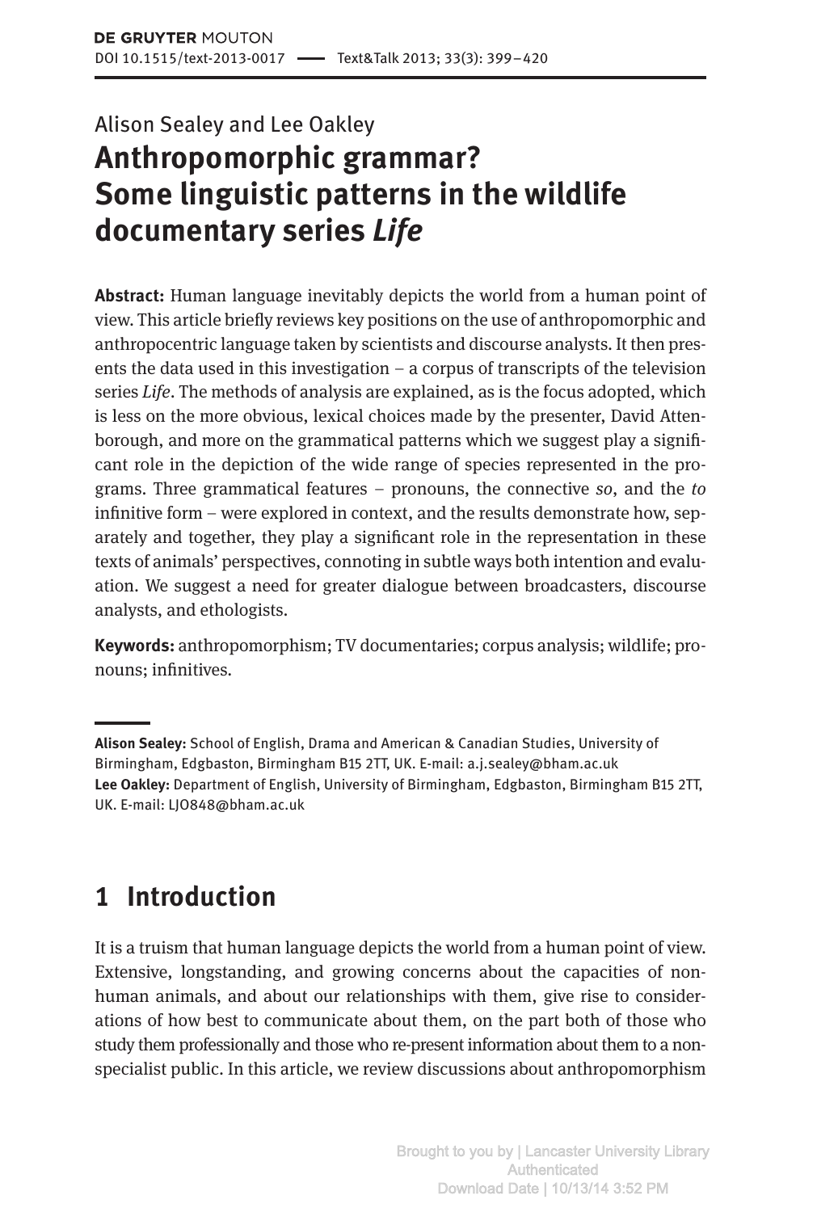Alison Sealey and Lee Oakley

# Anthropomorphic grammar? Some linguistic patterns in the wildlife documentary series *Life*

**Abstract:** Human language inevitably depicts the world from a human point of view. This article briefly reviews key positions on the use of anthropomorphic and anthropocentric language taken by scientists and discourse analysts. It then presents the data used in this investigation – a corpus of transcripts of the television series *Life*. The methods of analysis are explained, as is the focus adopted, which is less on the more obvious, lexical choices made by the presenter, David Attenborough, and more on the grammatical patterns which we suggest play a significant role in the depiction of the wide range of species represented in the programs. Three grammatical features – pronouns, the connective *so*, and the *to* infinitive form – were explored in context, and the results demonstrate how, separately and together, they play a significant role in the representation in these texts of animals' perspectives, connoting in subtle ways both intention and evaluation. We suggest a need for greater dialogue between broadcasters, discourse analysts, and ethologists.

**Keywords:** anthropomorphism; TV documentaries; corpus analysis; wildlife; pronouns; infinitives.

**Alison Sealey:** School of English, Drama and American & Canadian Studies, University of Birmingham, Edgbaston, Birmingham B15 2TT, UK. E-mail: a.j.sealey@bham.ac.uk
**Lee Oakley:** Department of English, University of Birmingham, Edgbaston, Birmingham B15 2TT, UK. E-mail: LJO848@bham.ac.uk

## 1 Introduction

It is a truism that human language depicts the world from a human point of view. Extensive, longstanding, and growing concerns about the capacities of non-human animals, and about our relationships with them, give rise to considerations of how best to communicate about them, on the part both of those who study them professionally and those who re-present information about them to a non-specialist public. In this article, we review discussions about anthropomorphism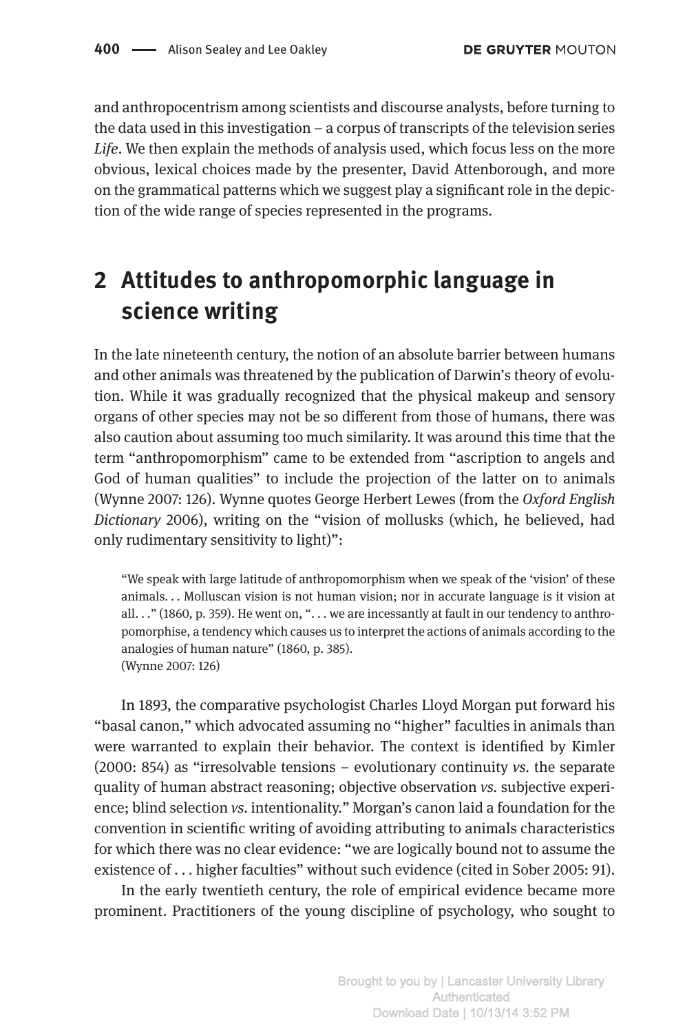and anthropocentrism among scientists and discourse analysts, before turning to the data used in this investigation – a corpus of transcripts of the television series *Life*. We then explain the methods of analysis used, which focus less on the more obvious, lexical choices made by the presenter, David Attenborough, and more on the grammatical patterns which we suggest play a significant role in the depiction of the wide range of species represented in the programs.

## 2 Attitudes to anthropomorphic language in science writing

In the late nineteenth century, the notion of an absolute barrier between humans and other animals was threatened by the publication of Darwin's theory of evolution. While it was gradually recognized that the physical makeup and sensory organs of other species may not be so different from those of humans, there was also caution about assuming too much similarity. It was around this time that the term "anthropomorphism" came to be extended from "ascription to angels and God of human qualities" to include the projection of the latter on to animals (Wynne 2007: 126). Wynne quotes George Herbert Lewes (from the *Oxford English Dictionary* 2006), writing on the "vision of mollusks (which, he believed, had only rudimentary sensitivity to light)":

> "We speak with large latitude of anthropomorphism when we speak of the 'vision' of these animals. . . Molluscan vision is not human vision; nor in accurate language is it vision at all. . ." (1860, p. 359). He went on, ". . . we are incessantly at fault in our tendency to anthropomorphise, a tendency which causes us to interpret the actions of animals according to the analogies of human nature" (1860, p. 385).
> (Wynne 2007: 126)

In 1893, the comparative psychologist Charles Lloyd Morgan put forward his "basal canon," which advocated assuming no "higher" faculties in animals than were warranted to explain their behavior. The context is identified by Kimler (2000: 854) as "irresolvable tensions – evolutionary continuity *vs.* the separate quality of human abstract reasoning; objective observation *vs.* subjective experience; blind selection *vs.* intentionality." Morgan's canon laid a foundation for the convention in scientific writing of avoiding attributing to animals characteristics for which there was no clear evidence: "we are logically bound not to assume the existence of . . . higher faculties" without such evidence (cited in Sober 2005: 91).

In the early twentieth century, the role of empirical evidence became more prominent. Practitioners of the young discipline of psychology, who sought to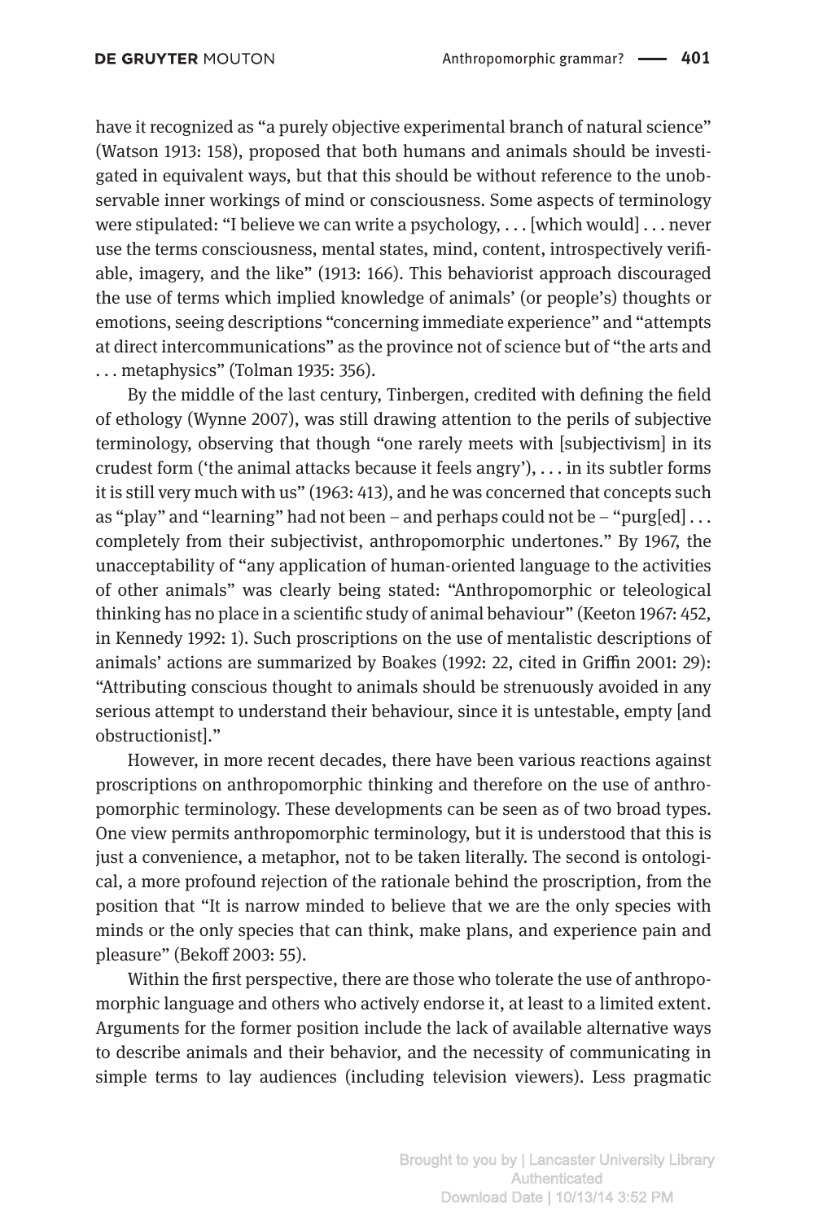have it recognized as "a purely objective experimental branch of natural science" (Watson 1913: 158), proposed that both humans and animals should be investigated in equivalent ways, but that this should be without reference to the unobservable inner workings of mind or consciousness. Some aspects of terminology were stipulated: "I believe we can write a psychology, . . . [which would] . . . never use the terms consciousness, mental states, mind, content, introspectively verifiable, imagery, and the like" (1913: 166). This behaviorist approach discouraged the use of terms which implied knowledge of animals' (or people's) thoughts or emotions, seeing descriptions "concerning immediate experience" and "attempts at direct intercommunications" as the province not of science but of "the arts and . . . metaphysics" (Tolman 1935: 356).

By the middle of the last century, Tinbergen, credited with defining the field of ethology (Wynne 2007), was still drawing attention to the perils of subjective terminology, observing that though "one rarely meets with [subjectivism] in its crudest form ('the animal attacks because it feels angry'), . . . in its subtler forms it is still very much with us" (1963: 413), and he was concerned that concepts such as "play" and "learning" had not been – and perhaps could not be – "purg[ed] . . . completely from their subjectivist, anthropomorphic undertones." By 1967, the unacceptability of "any application of human-oriented language to the activities of other animals" was clearly being stated: "Anthropomorphic or teleological thinking has no place in a scientific study of animal behaviour" (Keeton 1967: 452, in Kennedy 1992: 1). Such proscriptions on the use of mentalistic descriptions of animals' actions are summarized by Boakes (1992: 22, cited in Griffin 2001: 29): "Attributing conscious thought to animals should be strenuously avoided in any serious attempt to understand their behaviour, since it is untestable, empty [and obstructionist]."

However, in more recent decades, there have been various reactions against proscriptions on anthropomorphic thinking and therefore on the use of anthropomorphic terminology. These developments can be seen as of two broad types. One view permits anthropomorphic terminology, but it is understood that this is just a convenience, a metaphor, not to be taken literally. The second is ontological, a more profound rejection of the rationale behind the proscription, from the position that "It is narrow minded to believe that we are the only species with minds or the only species that can think, make plans, and experience pain and pleasure" (Bekoff 2003: 55).

Within the first perspective, there are those who tolerate the use of anthropomorphic language and others who actively endorse it, at least to a limited extent. Arguments for the former position include the lack of available alternative ways to describe animals and their behavior, and the necessity of communicating in simple terms to lay audiences (including television viewers). Less pragmatic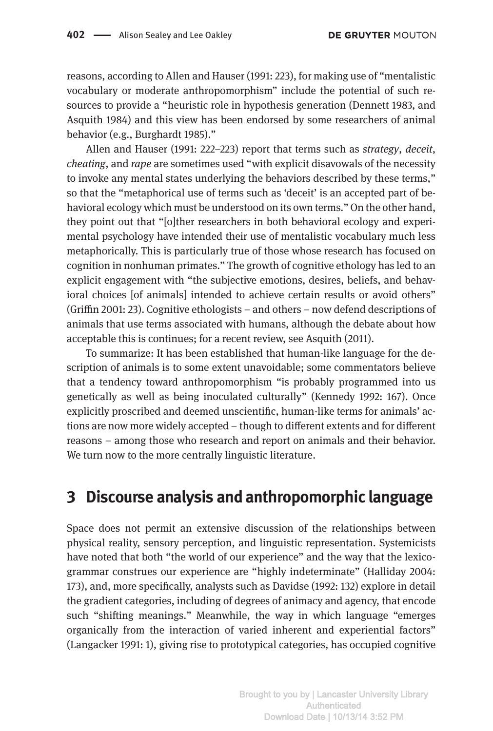reasons, according to Allen and Hauser (1991: 223), for making use of "mentalistic vocabulary or moderate anthropomorphism" include the potential of such resources to provide a "heuristic role in hypothesis generation (Dennett 1983, and Asquith 1984) and this view has been endorsed by some researchers of animal behavior (e.g., Burghardt 1985)."

Allen and Hauser (1991: 222–223) report that terms such as *strategy*, *deceit*, *cheating*, and *rape* are sometimes used "with explicit disavowals of the necessity to invoke any mental states underlying the behaviors described by these terms," so that the "metaphorical use of terms such as 'deceit' is an accepted part of behavioral ecology which must be understood on its own terms." On the other hand, they point out that "[o]ther researchers in both behavioral ecology and experimental psychology have intended their use of mentalistic vocabulary much less metaphorically. This is particularly true of those whose research has focused on cognition in nonhuman primates." The growth of cognitive ethology has led to an explicit engagement with "the subjective emotions, desires, beliefs, and behavioral choices [of animals] intended to achieve certain results or avoid others" (Griffin 2001: 23). Cognitive ethologists – and others – now defend descriptions of animals that use terms associated with humans, although the debate about how acceptable this is continues; for a recent review, see Asquith (2011).

To summarize: It has been established that human-like language for the description of animals is to some extent unavoidable; some commentators believe that a tendency toward anthropomorphism "is probably programmed into us genetically as well as being inoculated culturally" (Kennedy 1992: 167). Once explicitly proscribed and deemed unscientific, human-like terms for animals' actions are now more widely accepted – though to different extents and for different reasons – among those who research and report on animals and their behavior. We turn now to the more centrally linguistic literature.

# 3 Discourse analysis and anthropomorphic language

Space does not permit an extensive discussion of the relationships between physical reality, sensory perception, and linguistic representation. Systemicists have noted that both "the world of our experience" and the way that the lexicogrammar construes our experience are "highly indeterminate" (Halliday 2004: 173), and, more specifically, analysts such as Davidse (1992: 132) explore in detail the gradient categories, including of degrees of animacy and agency, that encode such "shifting meanings." Meanwhile, the way in which language "emerges organically from the interaction of varied inherent and experiential factors" (Langacker 1991: 1), giving rise to prototypical categories, has occupied cognitive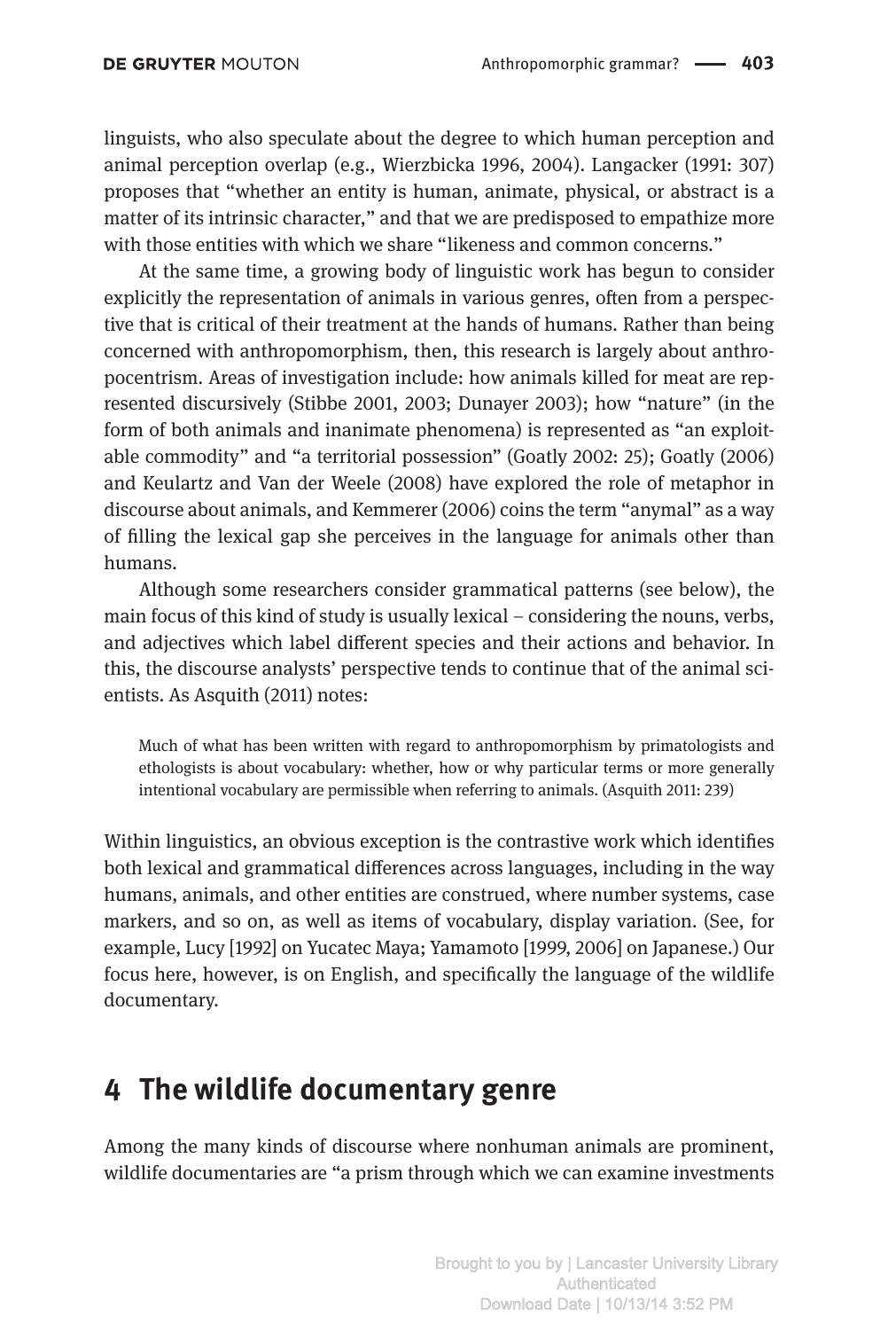linguists, who also speculate about the degree to which human perception and animal perception overlap (e.g., Wierzbicka 1996, 2004). Langacker (1991: 307) proposes that "whether an entity is human, animate, physical, or abstract is a matter of its intrinsic character," and that we are predisposed to empathize more with those entities with which we share "likeness and common concerns."

At the same time, a growing body of linguistic work has begun to consider explicitly the representation of animals in various genres, often from a perspective that is critical of their treatment at the hands of humans. Rather than being concerned with anthropomorphism, then, this research is largely about anthropocentrism. Areas of investigation include: how animals killed for meat are represented discursively (Stibbe 2001, 2003; Dunayer 2003); how "nature" (in the form of both animals and inanimate phenomena) is represented as "an exploitable commodity" and "a territorial possession" (Goatly 2002: 25); Goatly (2006) and Keulartz and Van der Weele (2008) have explored the role of metaphor in discourse about animals, and Kemmerer (2006) coins the term "anymal" as a way of filling the lexical gap she perceives in the language for animals other than humans.

Although some researchers consider grammatical patterns (see below), the main focus of this kind of study is usually lexical – considering the nouns, verbs, and adjectives which label different species and their actions and behavior. In this, the discourse analysts' perspective tends to continue that of the animal scientists. As Asquith (2011) notes:

> Much of what has been written with regard to anthropomorphism by primatologists and ethologists is about vocabulary: whether, how or why particular terms or more generally intentional vocabulary are permissible when referring to animals. (Asquith 2011: 239)

Within linguistics, an obvious exception is the contrastive work which identifies both lexical and grammatical differences across languages, including in the way humans, animals, and other entities are construed, where number systems, case markers, and so on, as well as items of vocabulary, display variation. (See, for example, Lucy [1992] on Yucatec Maya; Yamamoto [1999, 2006] on Japanese.) Our focus here, however, is on English, and specifically the language of the wildlife documentary.

## 4 The wildlife documentary genre

Among the many kinds of discourse where nonhuman animals are prominent, wildlife documentaries are "a prism through which we can examine investments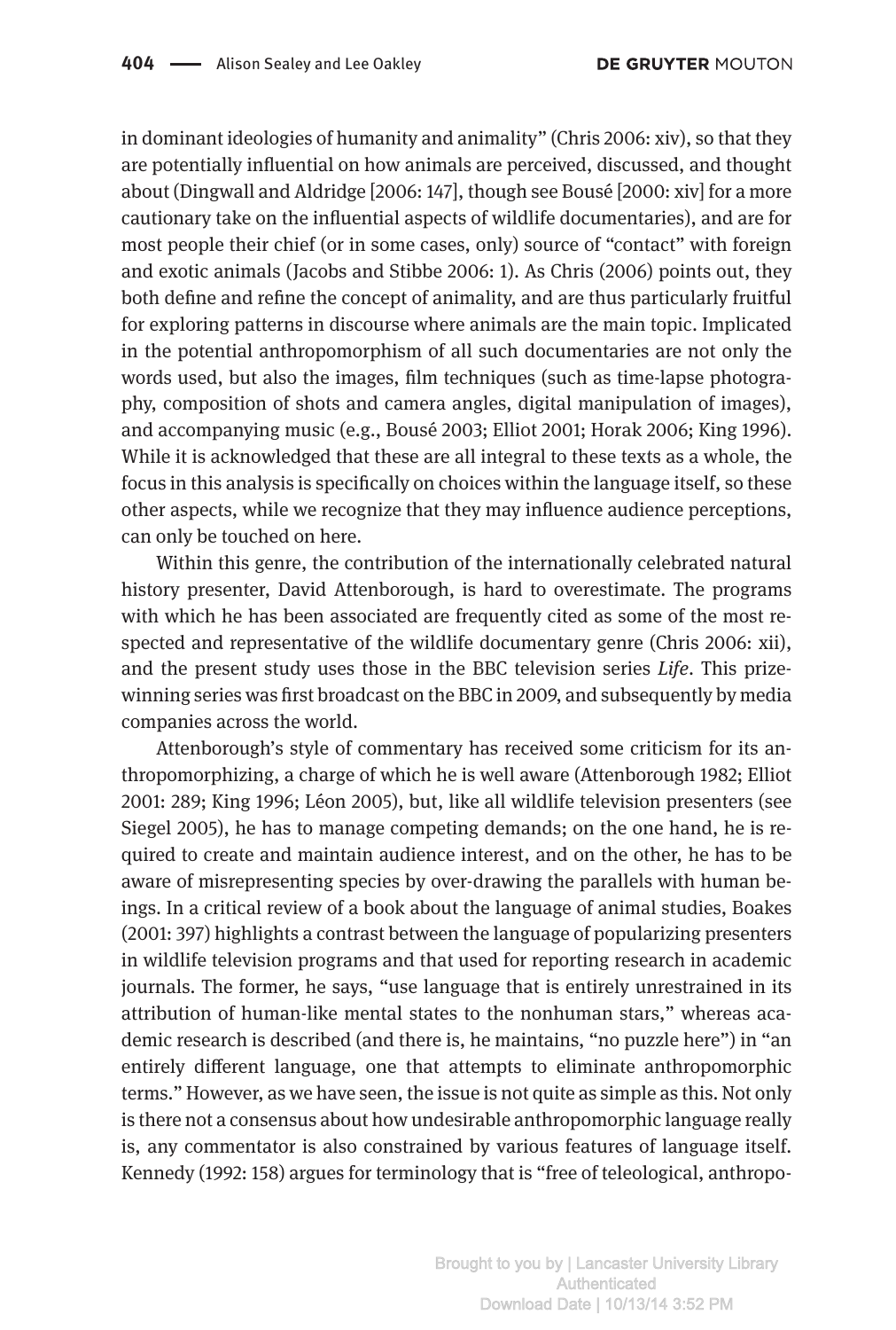in dominant ideologies of humanity and animality" (Chris 2006: xiv), so that they are potentially influential on how animals are perceived, discussed, and thought about (Dingwall and Aldridge [2006: 147], though see Bousé [2000: xiv] for a more cautionary take on the influential aspects of wildlife documentaries), and are for most people their chief (or in some cases, only) source of "contact" with foreign and exotic animals (Jacobs and Stibbe 2006: 1). As Chris (2006) points out, they both define and refine the concept of animality, and are thus particularly fruitful for exploring patterns in discourse where animals are the main topic. Implicated in the potential anthropomorphism of all such documentaries are not only the words used, but also the images, film techniques (such as time-lapse photography, composition of shots and camera angles, digital manipulation of images), and accompanying music (e.g., Bousé 2003; Elliot 2001; Horak 2006; King 1996). While it is acknowledged that these are all integral to these texts as a whole, the focus in this analysis is specifically on choices within the language itself, so these other aspects, while we recognize that they may influence audience perceptions, can only be touched on here.

Within this genre, the contribution of the internationally celebrated natural history presenter, David Attenborough, is hard to overestimate. The programs with which he has been associated are frequently cited as some of the most respected and representative of the wildlife documentary genre (Chris 2006: xii), and the present study uses those in the BBC television series *Life*. This prize-winning series was first broadcast on the BBC in 2009, and subsequently by media companies across the world.

Attenborough's style of commentary has received some criticism for its anthropomorphizing, a charge of which he is well aware (Attenborough 1982; Elliot 2001: 289; King 1996; Léon 2005), but, like all wildlife television presenters (see Siegel 2005), he has to manage competing demands; on the one hand, he is required to create and maintain audience interest, and on the other, he has to be aware of misrepresenting species by over-drawing the parallels with human beings. In a critical review of a book about the language of animal studies, Boakes (2001: 397) highlights a contrast between the language of popularizing presenters in wildlife television programs and that used for reporting research in academic journals. The former, he says, "use language that is entirely unrestrained in its attribution of human-like mental states to the nonhuman stars," whereas academic research is described (and there is, he maintains, "no puzzle here") in "an entirely different language, one that attempts to eliminate anthropomorphic terms." However, as we have seen, the issue is not quite as simple as this. Not only is there not a consensus about how undesirable anthropomorphic language really is, any commentator is also constrained by various features of language itself. Kennedy (1992: 158) argues for terminology that is "free of teleological, anthropo-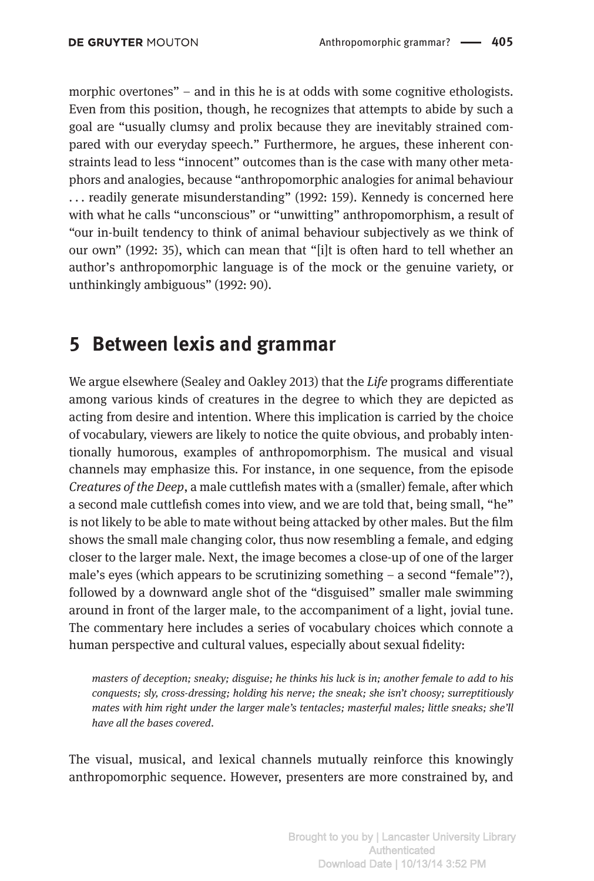morphic overtones" – and in this he is at odds with some cognitive ethologists. Even from this position, though, he recognizes that attempts to abide by such a goal are "usually clumsy and prolix because they are inevitably strained compared with our everyday speech." Furthermore, he argues, these inherent constraints lead to less "innocent" outcomes than is the case with many other metaphors and analogies, because "anthropomorphic analogies for animal behaviour . . . readily generate misunderstanding" (1992: 159). Kennedy is concerned here with what he calls "unconscious" or "unwitting" anthropomorphism, a result of "our in-built tendency to think of animal behaviour subjectively as we think of our own" (1992: 35), which can mean that "[i]t is often hard to tell whether an author's anthropomorphic language is of the mock or the genuine variety, or unthinkingly ambiguous" (1992: 90).

## 5 Between lexis and grammar

We argue elsewhere (Sealey and Oakley 2013) that the *Life* programs differentiate among various kinds of creatures in the degree to which they are depicted as acting from desire and intention. Where this implication is carried by the choice of vocabulary, viewers are likely to notice the quite obvious, and probably intentionally humorous, examples of anthropomorphism. The musical and visual channels may emphasize this. For instance, in one sequence, from the episode *Creatures of the Deep*, a male cuttlefish mates with a (smaller) female, after which a second male cuttlefish comes into view, and we are told that, being small, "he" is not likely to be able to mate without being attacked by other males. But the film shows the small male changing color, thus now resembling a female, and edging closer to the larger male. Next, the image becomes a close-up of one of the larger male's eyes (which appears to be scrutinizing something – a second "female"?), followed by a downward angle shot of the "disguised" smaller male swimming around in front of the larger male, to the accompaniment of a light, jovial tune. The commentary here includes a series of vocabulary choices which connote a human perspective and cultural values, especially about sexual fidelity:

> *masters of deception; sneaky; disguise; he thinks his luck is in; another female to add to his conquests; sly, cross-dressing; holding his nerve; the sneak; she isn't choosy; surreptitiously mates with him right under the larger male's tentacles; masterful males; little sneaks; she'll have all the bases covered.*

The visual, musical, and lexical channels mutually reinforce this knowingly anthropomorphic sequence. However, presenters are more constrained by, and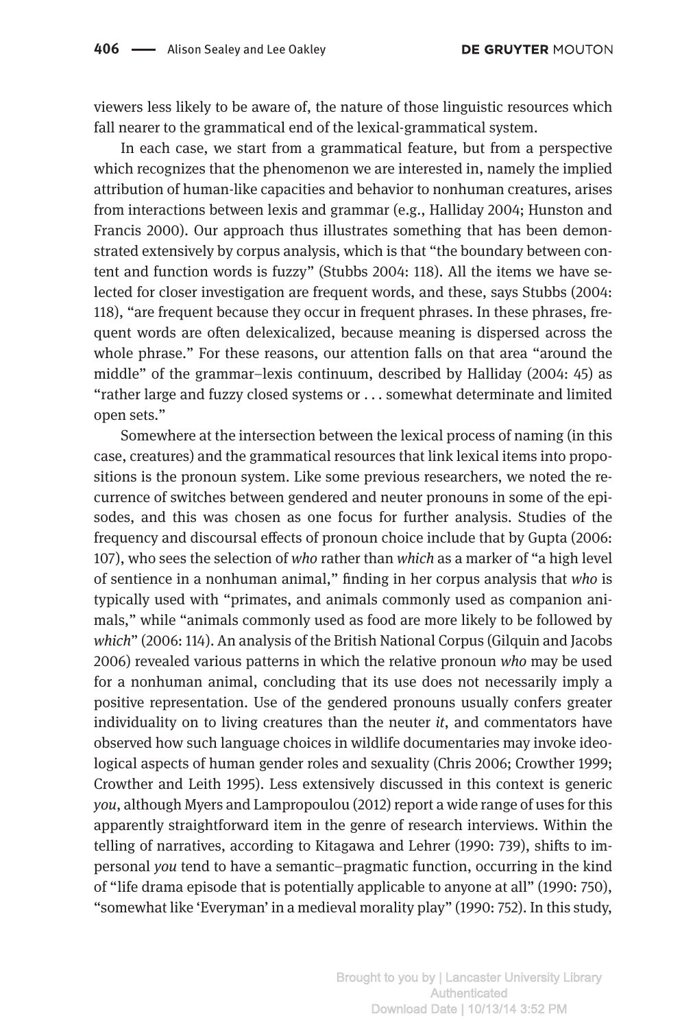viewers less likely to be aware of, the nature of those linguistic resources which fall nearer to the grammatical end of the lexical-grammatical system.

In each case, we start from a grammatical feature, but from a perspective which recognizes that the phenomenon we are interested in, namely the implied attribution of human-like capacities and behavior to nonhuman creatures, arises from interactions between lexis and grammar (e.g., Halliday 2004; Hunston and Francis 2000). Our approach thus illustrates something that has been demonstrated extensively by corpus analysis, which is that "the boundary between content and function words is fuzzy" (Stubbs 2004: 118). All the items we have selected for closer investigation are frequent words, and these, says Stubbs (2004: 118), "are frequent because they occur in frequent phrases. In these phrases, frequent words are often delexicalized, because meaning is dispersed across the whole phrase." For these reasons, our attention falls on that area "around the middle" of the grammar–lexis continuum, described by Halliday (2004: 45) as "rather large and fuzzy closed systems or . . . somewhat determinate and limited open sets."

Somewhere at the intersection between the lexical process of naming (in this case, creatures) and the grammatical resources that link lexical items into propositions is the pronoun system. Like some previous researchers, we noted the recurrence of switches between gendered and neuter pronouns in some of the episodes, and this was chosen as one focus for further analysis. Studies of the frequency and discoursal effects of pronoun choice include that by Gupta (2006: 107), who sees the selection of *who* rather than *which* as a marker of "a high level of sentience in a nonhuman animal," finding in her corpus analysis that *who* is typically used with "primates, and animals commonly used as companion animals," while "animals commonly used as food are more likely to be followed by *which*" (2006: 114). An analysis of the British National Corpus (Gilquin and Jacobs 2006) revealed various patterns in which the relative pronoun *who* may be used for a nonhuman animal, concluding that its use does not necessarily imply a positive representation. Use of the gendered pronouns usually confers greater individuality on to living creatures than the neuter *it*, and commentators have observed how such language choices in wildlife documentaries may invoke ideological aspects of human gender roles and sexuality (Chris 2006; Crowther 1999; Crowther and Leith 1995). Less extensively discussed in this context is generic *you*, although Myers and Lampropoulou (2012) report a wide range of uses for this apparently straightforward item in the genre of research interviews. Within the telling of narratives, according to Kitagawa and Lehrer (1990: 739), shifts to impersonal *you* tend to have a semantic–pragmatic function, occurring in the kind of "life drama episode that is potentially applicable to anyone at all" (1990: 750), "somewhat like 'Everyman' in a medieval morality play" (1990: 752). In this study,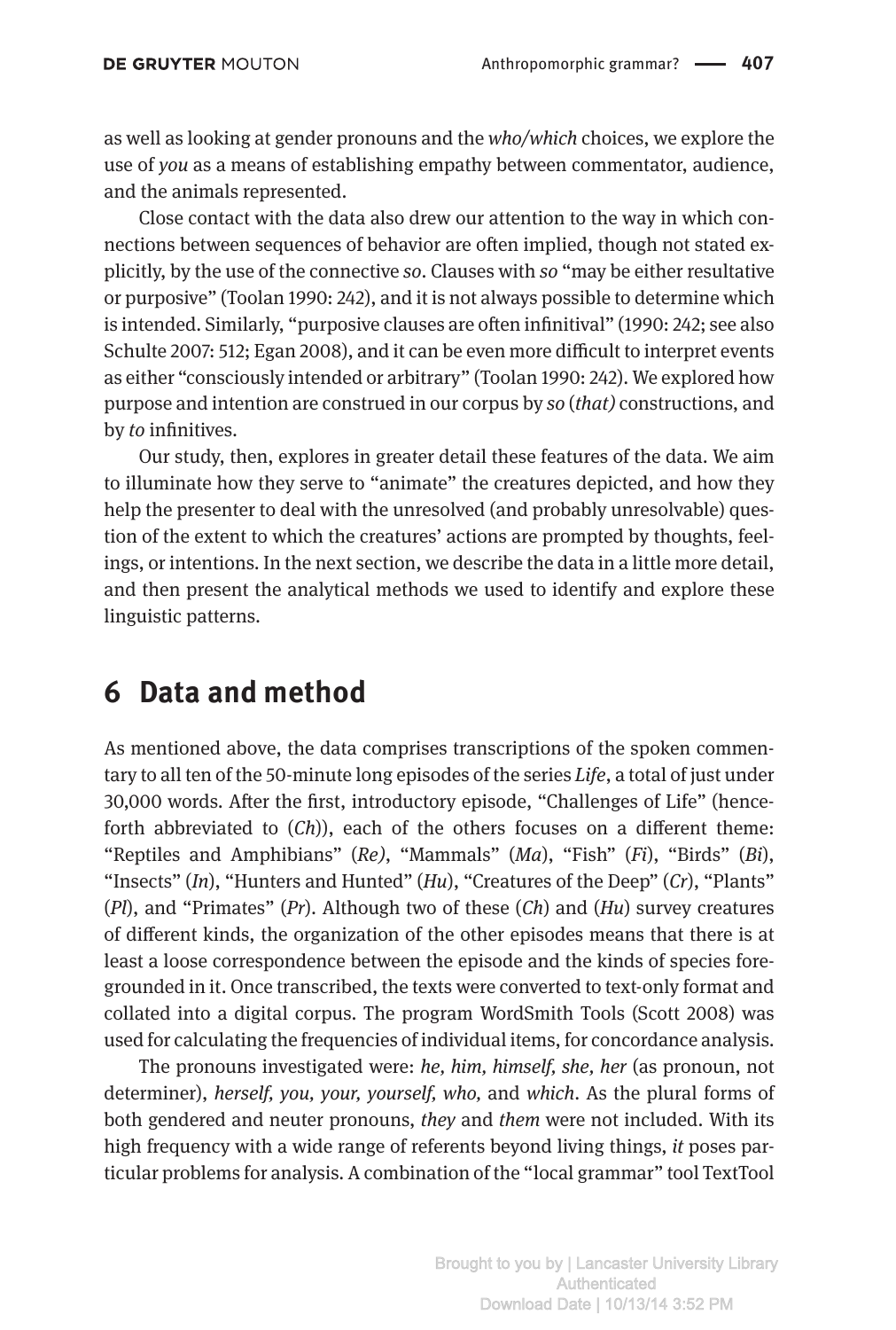as well as looking at gender pronouns and the *who/which* choices, we explore the use of *you* as a means of establishing empathy between commentator, audience, and the animals represented.

Close contact with the data also drew our attention to the way in which connections between sequences of behavior are often implied, though not stated explicitly, by the use of the connective *so*. Clauses with *so* "may be either resultative or purposive" (Toolan 1990: 242), and it is not always possible to determine which is intended. Similarly, "purposive clauses are often infinitival" (1990: 242; see also Schulte 2007: 512; Egan 2008), and it can be even more difficult to interpret events as either "consciously intended or arbitrary" (Toolan 1990: 242). We explored how purpose and intention are construed in our corpus by *so* (*that)* constructions, and by *to* infinitives.

Our study, then, explores in greater detail these features of the data. We aim to illuminate how they serve to "animate" the creatures depicted, and how they help the presenter to deal with the unresolved (and probably unresolvable) question of the extent to which the creatures' actions are prompted by thoughts, feelings, or intentions. In the next section, we describe the data in a little more detail, and then present the analytical methods we used to identify and explore these linguistic patterns.

## 6 Data and method

As mentioned above, the data comprises transcriptions of the spoken commentary to all ten of the 50-minute long episodes of the series *Life*, a total of just under 30,000 words. After the first, introductory episode, "Challenges of Life" (henceforth abbreviated to (*Ch*)), each of the others focuses on a different theme: "Reptiles and Amphibians" (*Re)*, "Mammals" (*Ma*), "Fish" (*Fi*), "Birds" (*Bi*), "Insects" (*In*), "Hunters and Hunted" (*Hu*), "Creatures of the Deep" (*Cr*), "Plants" (*Pl*), and "Primates" (*Pr*). Although two of these (*Ch*) and (*Hu*) survey creatures of different kinds, the organization of the other episodes means that there is at least a loose correspondence between the episode and the kinds of species foregrounded in it. Once transcribed, the texts were converted to text-only format and collated into a digital corpus. The program WordSmith Tools (Scott 2008) was used for calculating the frequencies of individual items, for concordance analysis.

The pronouns investigated were: *he, him, himself, she, her* (as pronoun, not determiner), *herself, you, your, yourself, who,* and *which*. As the plural forms of both gendered and neuter pronouns, *they* and *them* were not included. With its high frequency with a wide range of referents beyond living things, *it* poses particular problems for analysis. A combination of the "local grammar" tool TextTool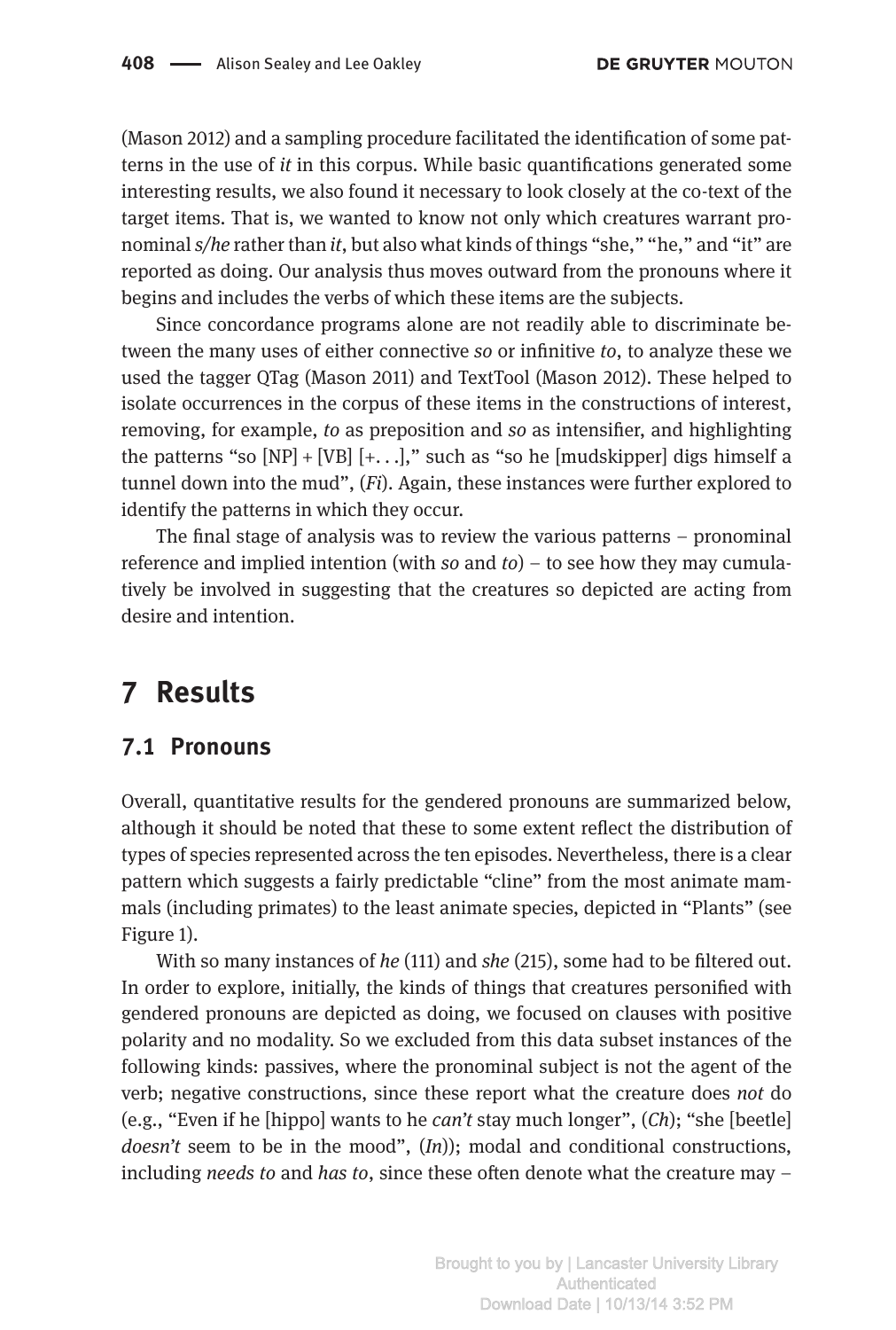(Mason 2012) and a sampling procedure facilitated the identification of some patterns in the use of *it* in this corpus. While basic quantifications generated some interesting results, we also found it necessary to look closely at the co-text of the target items. That is, we wanted to know not only which creatures warrant pronominal *s/he* rather than *it*, but also what kinds of things "she," "he," and "it" are reported as doing. Our analysis thus moves outward from the pronouns where it begins and includes the verbs of which these items are the subjects.

Since concordance programs alone are not readily able to discriminate between the many uses of either connective *so* or infinitive *to*, to analyze these we used the tagger QTag (Mason 2011) and TextTool (Mason 2012). These helped to isolate occurrences in the corpus of these items in the constructions of interest, removing, for example, *to* as preposition and *so* as intensifier, and highlighting the patterns "so [NP] + [VB] [+. . .]," such as "so he [mudskipper] digs himself a tunnel down into the mud", (*Fi*). Again, these instances were further explored to identify the patterns in which they occur.

The final stage of analysis was to review the various patterns – pronominal reference and implied intention (with *so* and *to*) – to see how they may cumulatively be involved in suggesting that the creatures so depicted are acting from desire and intention.

# 7 Results

## 7.1 Pronouns

Overall, quantitative results for the gendered pronouns are summarized below, although it should be noted that these to some extent reflect the distribution of types of species represented across the ten episodes. Nevertheless, there is a clear pattern which suggests a fairly predictable "cline" from the most animate mammals (including primates) to the least animate species, depicted in "Plants" (see Figure 1).

With so many instances of *he* (111) and *she* (215), some had to be filtered out. In order to explore, initially, the kinds of things that creatures personified with gendered pronouns are depicted as doing, we focused on clauses with positive polarity and no modality. So we excluded from this data subset instances of the following kinds: passives, where the pronominal subject is not the agent of the verb; negative constructions, since these report what the creature does *not* do (e.g., "Even if he [hippo] wants to he *can't* stay much longer", (*Ch*); "she [beetle] *doesn't* seem to be in the mood", (*In*)); modal and conditional constructions, including *needs to* and *has to*, since these often denote what the creature may –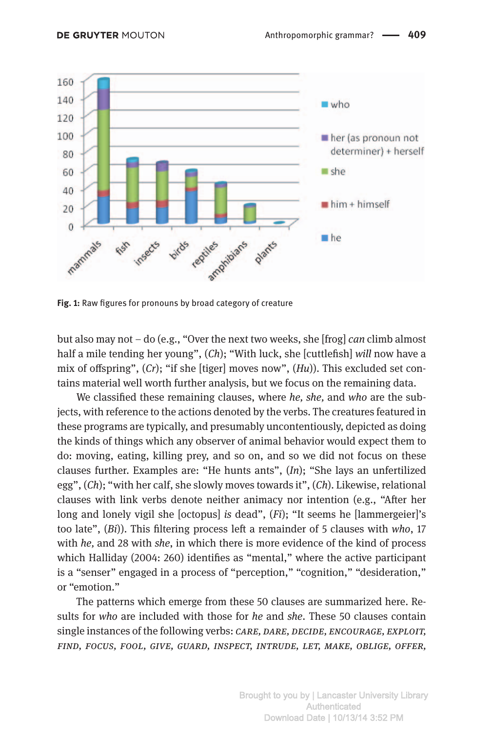Fig. 1: Raw figures for pronouns by broad category of creature

but also may not – do (e.g., "Over the next two weeks, she [frog] *can* climb almost half a mile tending her young", (*Ch*); "With luck, she [cuttlefish] *will* now have a mix of offspring", (*Cr*); "if she [tiger] moves now", (*Hu*)). This excluded set contains material well worth further analysis, but we focus on the remaining data.

We classified these remaining clauses, where *he, she,* and *who* are the subjects, with reference to the actions denoted by the verbs. The creatures featured in these programs are typically, and presumably uncontentiously, depicted as doing the kinds of things which any observer of animal behavior would expect them to do: moving, eating, killing prey, and so on, and so we did not focus on these clauses further. Examples are: "He hunts ants", (*In*); "She lays an unfertilized egg", (*Ch*); "with her calf, she slowly moves towards it", (*Ch*). Likewise, relational clauses with link verbs denote neither animacy nor intention (e.g., "After her long and lonely vigil she [octopus] *is* dead", (*Fi*); "It seems he [lammergeier]'s too late", (*Bi*)). This filtering process left a remainder of 5 clauses with *who*, 17 with *he*, and 28 with *she*, in which there is more evidence of the kind of process which Halliday (2004: 260) identifies as "mental," where the active participant is a "senser" engaged in a process of "perception," "cognition," "desideration," or "emotion."

The patterns which emerge from these 50 clauses are summarized here. Results for *who* are included with those for *he* and *she*. These 50 clauses contain single instances of the following verbs: *CARE, DARE, DECIDE, ENCOURAGE, EXPLOIT, FIND, FOCUS, FOOL, GIVE, GUARD, INSPECT, INTRUDE, LET, MAKE, OBLIGE, OFFER,*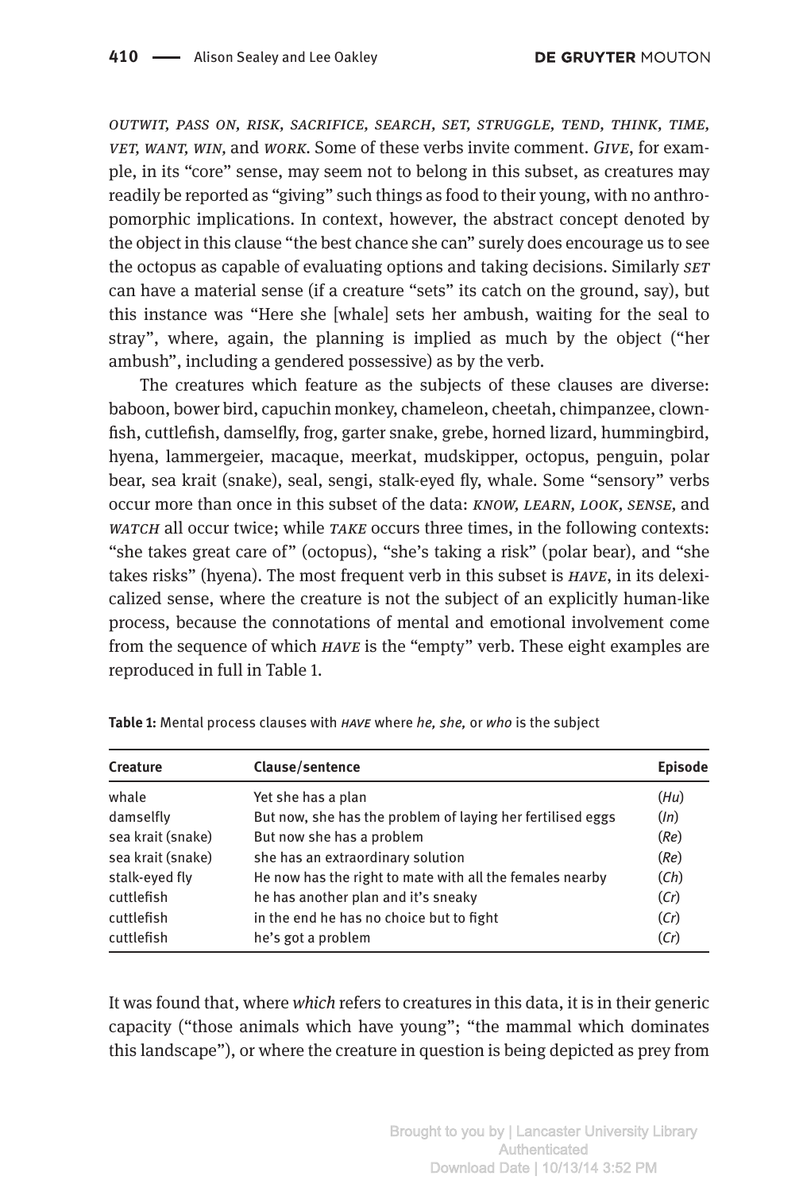*OUTWIT, PASS ON, RISK, SACRIFICE, SEARCH, SET, STRUGGLE, TEND, THINK, TIME, VET, WANT, WIN*, and *WORK*. Some of these verbs invite comment. *GIVE*, for example, in its "core" sense, may seem not to belong in this subset, as creatures may readily be reported as "giving" such things as food to their young, with no anthropomorphic implications. In context, however, the abstract concept denoted by the object in this clause "the best chance she can" surely does encourage us to see the octopus as capable of evaluating options and taking decisions. Similarly *SET* can have a material sense (if a creature "sets" its catch on the ground, say), but this instance was "Here she [whale] sets her ambush, waiting for the seal to stray", where, again, the planning is implied as much by the object ("her ambush", including a gendered possessive) as by the verb.

The creatures which feature as the subjects of these clauses are diverse: baboon, bower bird, capuchin monkey, chameleon, cheetah, chimpanzee, clownfish, cuttlefish, damselfly, frog, garter snake, grebe, horned lizard, hummingbird, hyena, lammergeier, macaque, meerkat, mudskipper, octopus, penguin, polar bear, sea krait (snake), seal, sengi, stalk-eyed fly, whale. Some "sensory" verbs occur more than once in this subset of the data: *KNOW, LEARN, LOOK, SENSE*, and *WATCH* all occur twice; while *TAKE* occurs three times, in the following contexts: "she takes great care of" (octopus), "she's taking a risk" (polar bear), and "she takes risks" (hyena). The most frequent verb in this subset is *HAVE*, in its delexicalized sense, where the creature is not the subject of an explicitly human-like process, because the connotations of mental and emotional involvement come from the sequence of which *HAVE* is the "empty" verb. These eight examples are reproduced in full in Table 1.

**Table 1:** Mental process clauses with *HAVE* where *he, she,* or *who* is the subject

| Creature | Clause/sentence | Episode |
|---|---|---|
| whale | Yet she has a plan | (*Hu*) |
| damselfly | But now, she has the problem of laying her fertilised eggs | (*In*) |
| sea krait (snake) | But now she has a problem | (*Re*) |
| sea krait (snake) | she has an extraordinary solution | (*Re*) |
| stalk-eyed fly | He now has the right to mate with all the females nearby | (*Ch*) |
| cuttlefish | he has another plan and it's sneaky | (*Cr*) |
| cuttlefish | in the end he has no choice but to fight | (*Cr*) |
| cuttlefish | he's got a problem | (*Cr*) |

It was found that, where *which* refers to creatures in this data, it is in their generic capacity ("those animals which have young"; "the mammal which dominates this landscape"), or where the creature in question is being depicted as prey from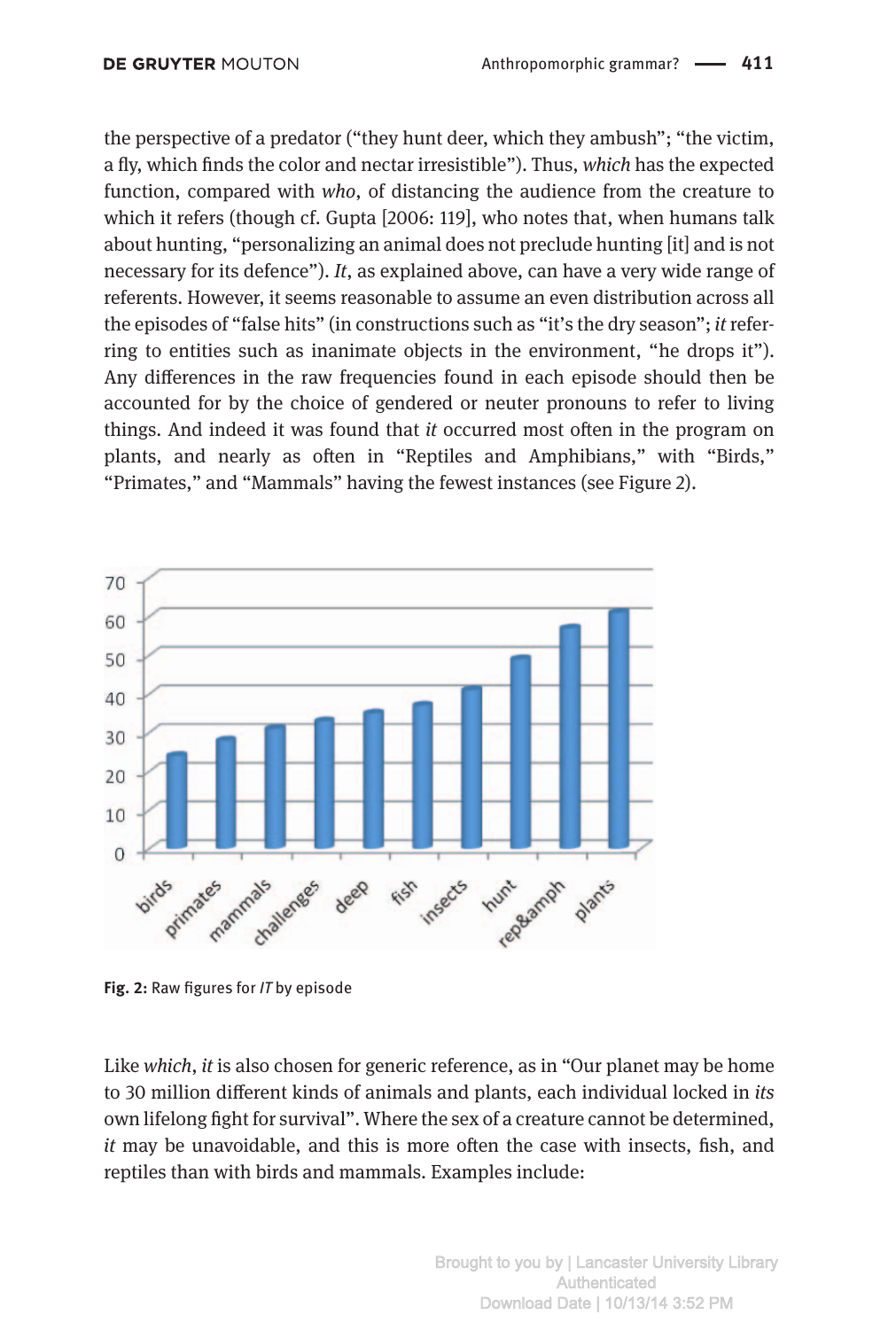the perspective of a predator (“they hunt deer, which they ambush”; “the victim, a fly, which finds the color and nectar irresistible”). Thus, *which* has the expected function, compared with *who*, of distancing the audience from the creature to which it refers (though cf. Gupta [2006: 119], who notes that, when humans talk about hunting, “personalizing an animal does not preclude hunting [it] and is not necessary for its defence”). *It*, as explained above, can have a very wide range of referents. However, it seems reasonable to assume an even distribution across all the episodes of “false hits” (in constructions such as “it’s the dry season”; *it* referring to entities such as inanimate objects in the environment, “he drops it”). Any differences in the raw frequencies found in each episode should then be accounted for by the choice of gendered or neuter pronouns to refer to living things. And indeed it was found that *it* occurred most often in the program on plants, and nearly as often in “Reptiles and Amphibians,” with “Birds,” “Primates,” and “Mammals” having the fewest instances (see Figure 2).

**Fig. 2:** Raw figures for *IT* by episode

Like *which*, *it* is also chosen for generic reference, as in “Our planet may be home to 30 million different kinds of animals and plants, each individual locked in *its* own lifelong fight for survival”. Where the sex of a creature cannot be determined, *it* may be unavoidable, and this is more often the case with insects, fish, and reptiles than with birds and mammals. Examples include: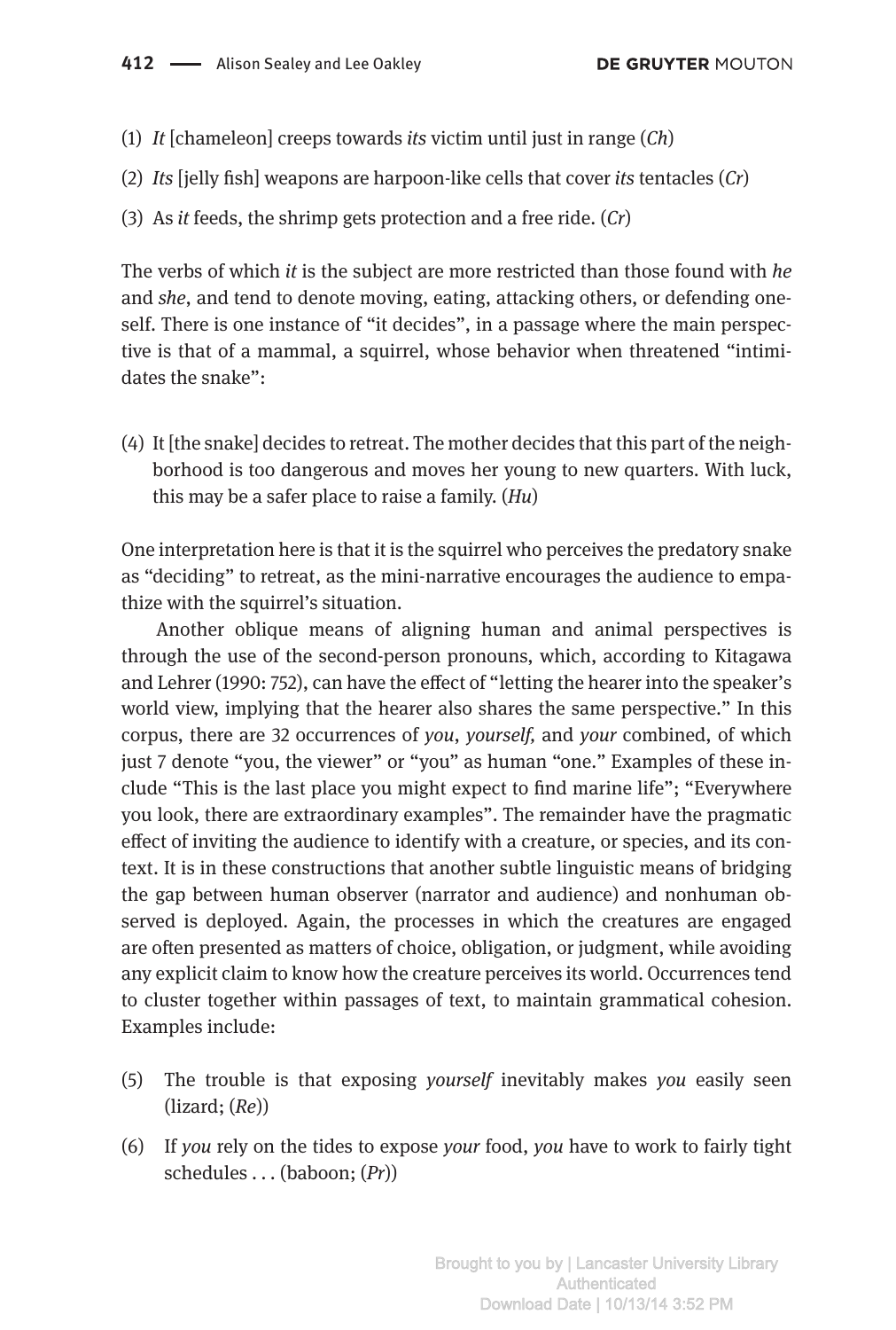(1) *It* [chameleon] creeps towards *its* victim until just in range (*Ch*)

(2) *Its* [jelly fish] weapons are harpoon-like cells that cover *its* tentacles (*Cr*)

(3) As *it* feeds, the shrimp gets protection and a free ride. (*Cr*)

The verbs of which *it* is the subject are more restricted than those found with *he* and *she*, and tend to denote moving, eating, attacking others, or defending oneself. There is one instance of "it decides", in a passage where the main perspective is that of a mammal, a squirrel, whose behavior when threatened "intimidates the snake":

(4) It [the snake] decides to retreat. The mother decides that this part of the neighborhood is too dangerous and moves her young to new quarters. With luck, this may be a safer place to raise a family. (*Hu*)

One interpretation here is that it is the squirrel who perceives the predatory snake as "deciding" to retreat, as the mini-narrative encourages the audience to empathize with the squirrel's situation.

Another oblique means of aligning human and animal perspectives is through the use of the second-person pronouns, which, according to Kitagawa and Lehrer (1990: 752), can have the effect of "letting the hearer into the speaker's world view, implying that the hearer also shares the same perspective." In this corpus, there are 32 occurrences of *you*, *yourself*, and *your* combined, of which just 7 denote "you, the viewer" or "you" as human "one." Examples of these include "This is the last place you might expect to find marine life"; "Everywhere you look, there are extraordinary examples". The remainder have the pragmatic effect of inviting the audience to identify with a creature, or species, and its context. It is in these constructions that another subtle linguistic means of bridging the gap between human observer (narrator and audience) and nonhuman observed is deployed. Again, the processes in which the creatures are engaged are often presented as matters of choice, obligation, or judgment, while avoiding any explicit claim to know how the creature perceives its world. Occurrences tend to cluster together within passages of text, to maintain grammatical cohesion. Examples include:

(5) The trouble is that exposing *yourself* inevitably makes *you* easily seen (lizard; (*Re*))

(6) If *you* rely on the tides to expose *your* food, *you* have to work to fairly tight schedules . . . (baboon; (*Pr*))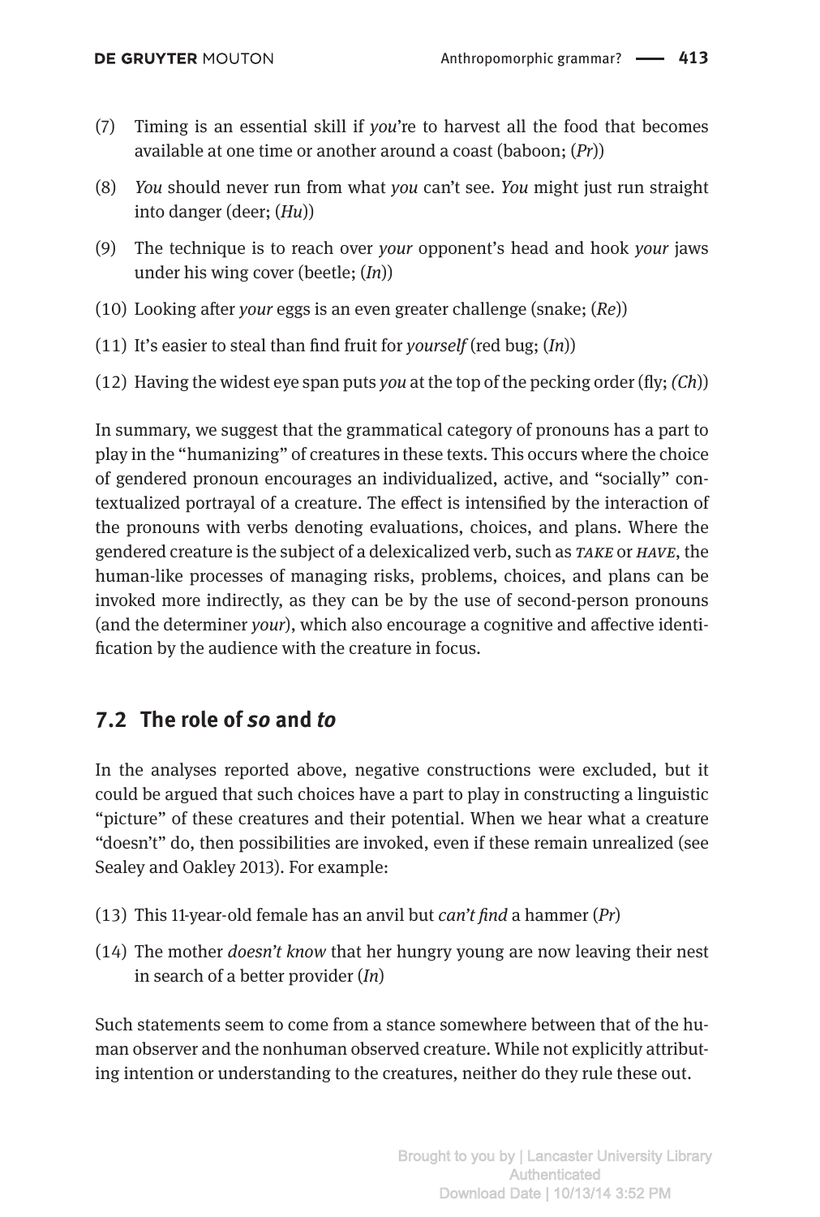(7) Timing is an essential skill if *you*'re to harvest all the food that becomes available at one time or another around a coast (baboon; (*Pr*))

(8) *You* should never run from what *you* can't see. *You* might just run straight into danger (deer; (*Hu*))

(9) The technique is to reach over *your* opponent's head and hook *your* jaws under his wing cover (beetle; (*In*))

(10) Looking after *your* eggs is an even greater challenge (snake; (*Re*))

(11) It's easier to steal than find fruit for *yourself* (red bug; (*In*))

(12) Having the widest eye span puts *you* at the top of the pecking order (fly; *(Ch)*)

In summary, we suggest that the grammatical category of pronouns has a part to play in the "humanizing" of creatures in these texts. This occurs where the choice of gendered pronoun encourages an individualized, active, and "socially" contextualized portrayal of a creature. The effect is intensified by the interaction of the pronouns with verbs denoting evaluations, choices, and plans. Where the gendered creature is the subject of a delexicalized verb, such as *TAKE* or *HAVE*, the human-like processes of managing risks, problems, choices, and plans can be invoked more indirectly, as they can be by the use of second-person pronouns (and the determiner *your*), which also encourage a cognitive and affective identification by the audience with the creature in focus.

## 7.2 The role of *so* and *to*

In the analyses reported above, negative constructions were excluded, but it could be argued that such choices have a part to play in constructing a linguistic "picture" of these creatures and their potential. When we hear what a creature "doesn't" do, then possibilities are invoked, even if these remain unrealized (see Sealey and Oakley 2013). For example:

(13) This 11-year-old female has an anvil but *can't find* a hammer (*Pr*)

(14) The mother *doesn't know* that her hungry young are now leaving their nest in search of a better provider (*In*)

Such statements seem to come from a stance somewhere between that of the human observer and the nonhuman observed creature. While not explicitly attributing intention or understanding to the creatures, neither do they rule these out.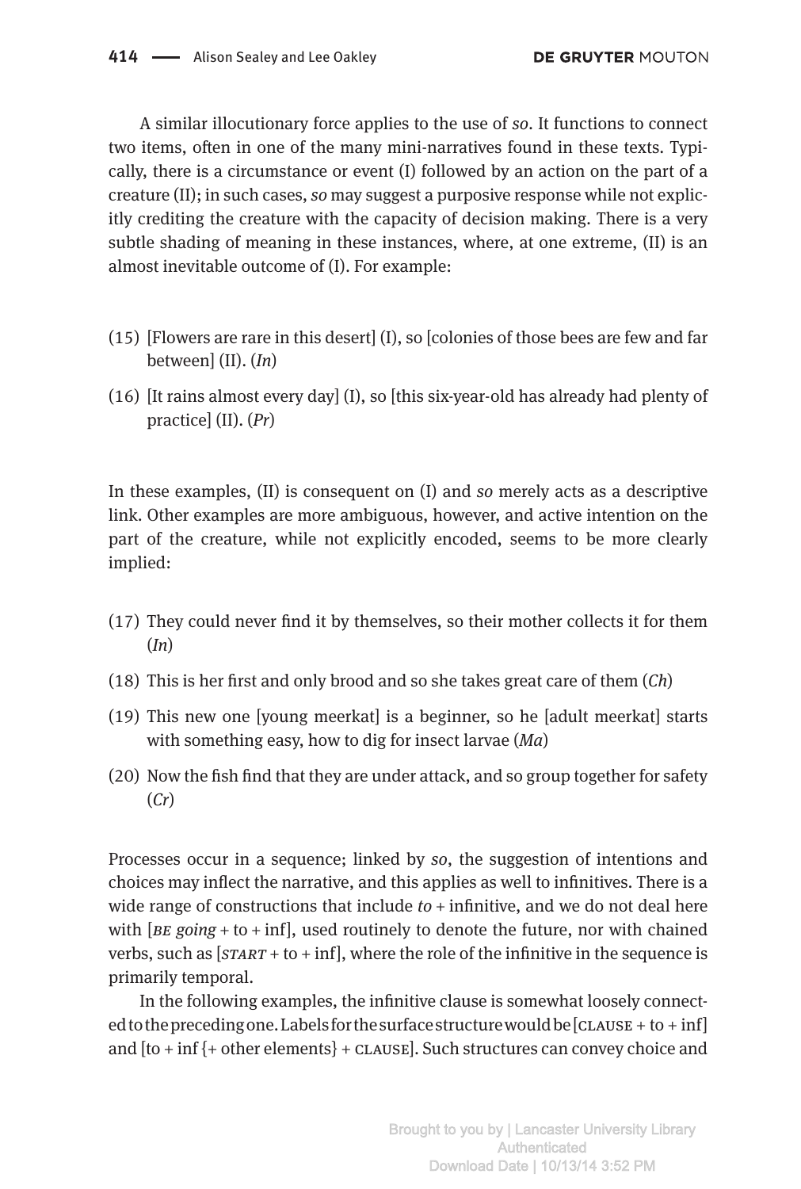A similar illocutionary force applies to the use of *so*. It functions to connect two items, often in one of the many mini-narratives found in these texts. Typically, there is a circumstance or event (I) followed by an action on the part of a creature (II); in such cases, *so* may suggest a purposive response while not explicitly crediting the creature with the capacity of decision making. There is a very subtle shading of meaning in these instances, where, at one extreme, (II) is an almost inevitable outcome of (I). For example:

(15) [Flowers are rare in this desert] (I), so [colonies of those bees are few and far between] (II). (*In*)

(16) [It rains almost every day] (I), so [this six-year-old has already had plenty of practice] (II). (*Pr*)

In these examples, (II) is consequent on (I) and *so* merely acts as a descriptive link. Other examples are more ambiguous, however, and active intention on the part of the creature, while not explicitly encoded, seems to be more clearly implied:

(17) They could never find it by themselves, so their mother collects it for them (*In*)

(18) This is her first and only brood and so she takes great care of them (*Ch*)

(19) This new one [young meerkat] is a beginner, so he [adult meerkat] starts with something easy, how to dig for insect larvae (*Ma*)

(20) Now the fish find that they are under attack, and so group together for safety (*Cr*)

Processes occur in a sequence; linked by *so*, the suggestion of intentions and choices may inflect the narrative, and this applies as well to infinitives. There is a wide range of constructions that include *to* + infinitive, and we do not deal here with [*BE going* + to + inf], used routinely to denote the future, nor with chained verbs, such as [*START* + to + inf], where the role of the infinitive in the sequence is primarily temporal.

In the following examples, the infinitive clause is somewhat loosely connected to the preceding one. Labels for the surface structure would be [CLAUSE + to + inf] and [to + inf {+ other elements} + CLAUSE]. Such structures can convey choice and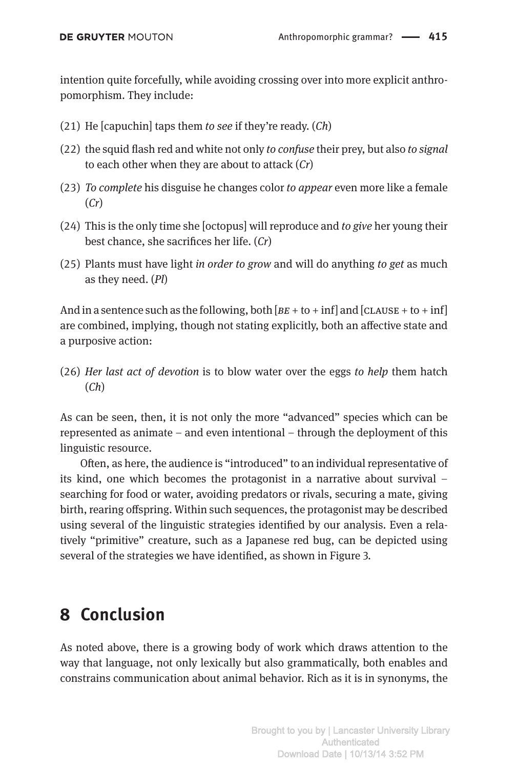intention quite forcefully, while avoiding crossing over into more explicit anthropomorphism. They include:

(21) He [capuchin] taps them *to see* if they're ready. (*Ch*)

(22) the squid flash red and white not only *to confuse* their prey, but also *to signal* to each other when they are about to attack (*Cr*)

(23) *To complete* his disguise he changes color *to appear* even more like a female (*Cr*)

(24) This is the only time she [octopus] will reproduce and *to give* her young their best chance, she sacrifices her life. (*Cr*)

(25) Plants must have light *in order to grow* and will do anything *to get* as much as they need. (*Pl*)

And in a sentence such as the following, both [*BE* + to + inf] and [CLAUSE + to + inf] are combined, implying, though not stating explicitly, both an affective state and a purposive action:

(26) *Her last act of devotion* is to blow water over the eggs *to help* them hatch (*Ch*)

As can be seen, then, it is not only the more "advanced" species which can be represented as animate – and even intentional – through the deployment of this linguistic resource.

Often, as here, the audience is "introduced" to an individual representative of its kind, one which becomes the protagonist in a narrative about survival – searching for food or water, avoiding predators or rivals, securing a mate, giving birth, rearing offspring. Within such sequences, the protagonist may be described using several of the linguistic strategies identified by our analysis. Even a relatively "primitive" creature, such as a Japanese red bug, can be depicted using several of the strategies we have identified, as shown in Figure 3.

## 8 Conclusion

As noted above, there is a growing body of work which draws attention to the way that language, not only lexically but also grammatically, both enables and constrains communication about animal behavior. Rich as it is in synonyms, the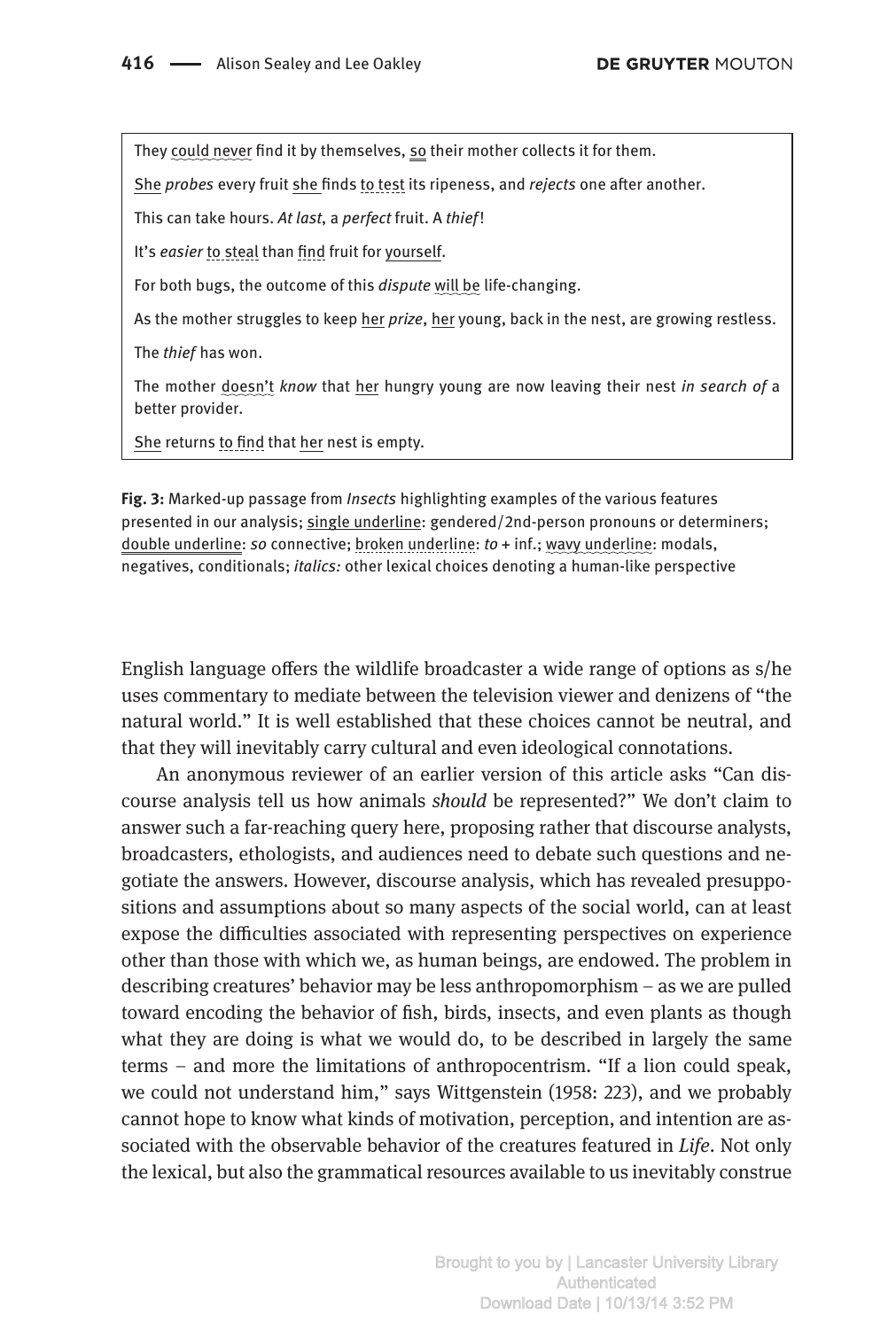They could never find it by themselves, so their mother collects it for them.

She *probes* every fruit she finds to test its ripeness, and *rejects* one after another.

This can take hours. *At last*, a *perfect* fruit. A *thief*!

It's *easier* to steal than find fruit for yourself.

For both bugs, the outcome of this *dispute* will be life-changing.

As the mother struggles to keep her *prize*, her young, back in the nest, are growing restless.

The *thief* has won.

The mother doesn't *know* that her hungry young are now leaving their nest *in search of* a better provider.

She returns to find that her nest is empty.

**Fig. 3:** Marked-up passage from *Insects* highlighting examples of the various features presented in our analysis; single underline: gendered/2nd-person pronouns or determiners; double underline: *so* connective; broken underline: *to* + inf.; wavy underline: modals, negatives, conditionals; *italics:* other lexical choices denoting a human-like perspective

English language offers the wildlife broadcaster a wide range of options as s/he uses commentary to mediate between the television viewer and denizens of "the natural world." It is well established that these choices cannot be neutral, and that they will inevitably carry cultural and even ideological connotations.

An anonymous reviewer of an earlier version of this article asks "Can discourse analysis tell us how animals *should* be represented?" We don't claim to answer such a far-reaching query here, proposing rather that discourse analysts, broadcasters, ethologists, and audiences need to debate such questions and negotiate the answers. However, discourse analysis, which has revealed presuppositions and assumptions about so many aspects of the social world, can at least expose the difficulties associated with representing perspectives on experience other than those with which we, as human beings, are endowed. The problem in describing creatures' behavior may be less anthropomorphism – as we are pulled toward encoding the behavior of fish, birds, insects, and even plants as though what they are doing is what we would do, to be described in largely the same terms – and more the limitations of anthropocentrism. "If a lion could speak, we could not understand him," says Wittgenstein (1958: 223), and we probably cannot hope to know what kinds of motivation, perception, and intention are associated with the observable behavior of the creatures featured in *Life*. Not only the lexical, but also the grammatical resources available to us inevitably construe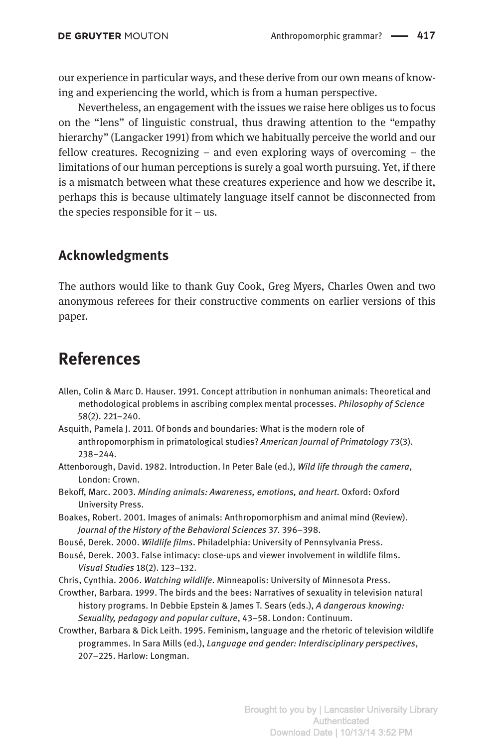our experience in particular ways, and these derive from our own means of knowing and experiencing the world, which is from a human perspective.

Nevertheless, an engagement with the issues we raise here obliges us to focus on the "lens" of linguistic construal, thus drawing attention to the "empathy hierarchy" (Langacker 1991) from which we habitually perceive the world and our fellow creatures. Recognizing – and even exploring ways of overcoming – the limitations of our human perceptions is surely a goal worth pursuing. Yet, if there is a mismatch between what these creatures experience and how we describe it, perhaps this is because ultimately language itself cannot be disconnected from the species responsible for it – us.

## Acknowledgments

The authors would like to thank Guy Cook, Greg Myers, Charles Owen and two anonymous referees for their constructive comments on earlier versions of this paper.

# References

Allen, Colin & Marc D. Hauser. 1991. Concept attribution in nonhuman animals: Theoretical and methodological problems in ascribing complex mental processes. *Philosophy of Science* 58(2). 221–240.

Asquith, Pamela J. 2011. Of bonds and boundaries: What is the modern role of anthropomorphism in primatological studies? *American Journal of Primatology* 73(3). 238–244.

Attenborough, David. 1982. Introduction. In Peter Bale (ed.), *Wild life through the camera*, London: Crown.

Bekoff, Marc. 2003. *Minding animals: Awareness, emotions, and heart*. Oxford: Oxford University Press.

Boakes, Robert. 2001. Images of animals: Anthropomorphism and animal mind (Review). *Journal of the History of the Behavioral Sciences* 37. 396–398.

Bousé, Derek. 2000. *Wildlife films*. Philadelphia: University of Pennsylvania Press.

Bousé, Derek. 2003. False intimacy: close-ups and viewer involvement in wildlife films. *Visual Studies* 18(2). 123–132.

Chris, Cynthia. 2006. *Watching wildlife*. Minneapolis: University of Minnesota Press.

Crowther, Barbara. 1999. The birds and the bees: Narratives of sexuality in television natural history programs. In Debbie Epstein & James T. Sears (eds.), *A dangerous knowing: Sexuality, pedagogy and popular culture*, 43–58. London: Continuum.

Crowther, Barbara & Dick Leith. 1995. Feminism, language and the rhetoric of television wildlife programmes. In Sara Mills (ed.), *Language and gender: Interdisciplinary perspectives*, 207–225. Harlow: Longman.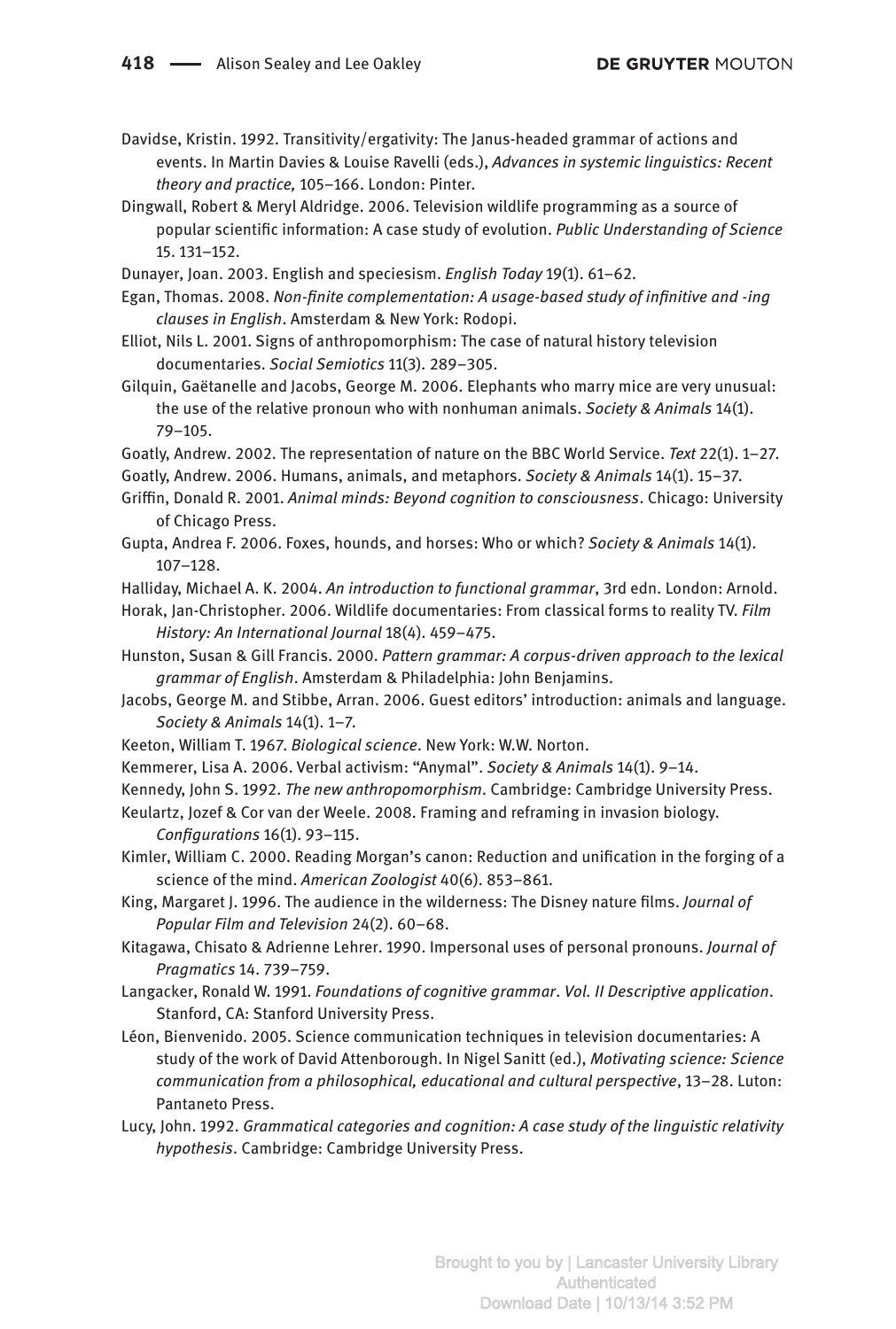Davidse, Kristin. 1992. Transitivity/ergativity: The Janus-headed grammar of actions and events. In Martin Davies & Louise Ravelli (eds.), *Advances in systemic linguistics: Recent theory and practice,* 105–166. London: Pinter.

Dingwall, Robert & Meryl Aldridge. 2006. Television wildlife programming as a source of popular scientific information: A case study of evolution. *Public Understanding of Science* 15. 131–152.

Dunayer, Joan. 2003. English and speciesism. *English Today* 19(1). 61–62.

Egan, Thomas. 2008. *Non-finite complementation: A usage-based study of infinitive and -ing clauses in English*. Amsterdam & New York: Rodopi.

Elliot, Nils L. 2001. Signs of anthropomorphism: The case of natural history television documentaries. *Social Semiotics* 11(3). 289–305.

Gilquin, Gaëtanelle and Jacobs, George M. 2006. Elephants who marry mice are very unusual: the use of the relative pronoun who with nonhuman animals. *Society & Animals* 14(1). 79–105.

Goatly, Andrew. 2002. The representation of nature on the BBC World Service. *Text* 22(1). 1–27.

Goatly, Andrew. 2006. Humans, animals, and metaphors. *Society & Animals* 14(1). 15–37.

Griffin, Donald R. 2001. *Animal minds: Beyond cognition to consciousness*. Chicago: University of Chicago Press.

Gupta, Andrea F. 2006. Foxes, hounds, and horses: Who or which? *Society & Animals* 14(1). 107–128.

Halliday, Michael A. K. 2004. *An introduction to functional grammar*, 3rd edn. London: Arnold.

Horak, Jan-Christopher. 2006. Wildlife documentaries: From classical forms to reality TV. *Film History: An International Journal* 18(4). 459–475.

Hunston, Susan & Gill Francis. 2000. *Pattern grammar: A corpus-driven approach to the lexical grammar of English*. Amsterdam & Philadelphia: John Benjamins.

Jacobs, George M. and Stibbe, Arran. 2006. Guest editors' introduction: animals and language. *Society & Animals* 14(1). 1–7.

Keeton, William T. 1967. *Biological science*. New York: W.W. Norton.

Kemmerer, Lisa A. 2006. Verbal activism: "Anymal". *Society & Animals* 14(1). 9–14.

Kennedy, John S. 1992. *The new anthropomorphism*. Cambridge: Cambridge University Press.

Keulartz, Jozef & Cor van der Weele. 2008. Framing and reframing in invasion biology. *Configurations* 16(1). 93–115.

Kimler, William C. 2000. Reading Morgan's canon: Reduction and unification in the forging of a science of the mind. *American Zoologist* 40(6). 853–861.

King, Margaret J. 1996. The audience in the wilderness: The Disney nature films. *Journal of Popular Film and Television* 24(2). 60–68.

Kitagawa, Chisato & Adrienne Lehrer. 1990. Impersonal uses of personal pronouns. *Journal of Pragmatics* 14. 739–759.

Langacker, Ronald W. 1991. *Foundations of cognitive grammar*. *Vol. II Descriptive application*. Stanford, CA: Stanford University Press.

Léon, Bienvenido. 2005. Science communication techniques in television documentaries: A study of the work of David Attenborough. In Nigel Sanitt (ed.), *Motivating science: Science communication from a philosophical, educational and cultural perspective*, 13–28. Luton: Pantaneto Press.

Lucy, John. 1992. *Grammatical categories and cognition: A case study of the linguistic relativity hypothesis*. Cambridge: Cambridge University Press.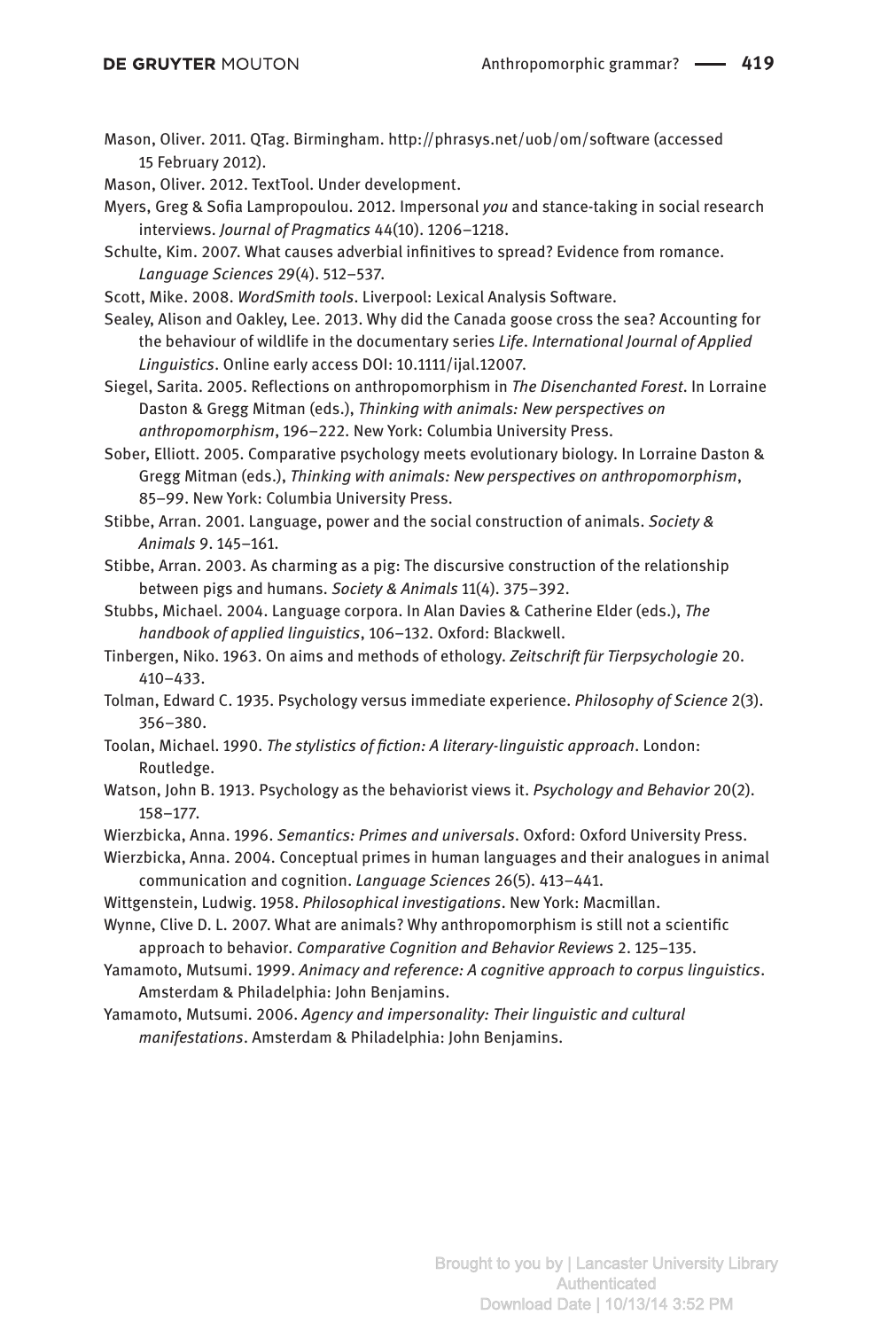Mason, Oliver. 2011. QTag. Birmingham. http://phrasys.net/uob/om/software (accessed 15 February 2012).

Mason, Oliver. 2012. TextTool. Under development.

Myers, Greg & Sofia Lampropoulou. 2012. Impersonal *you* and stance-taking in social research interviews. *Journal of Pragmatics* 44(10). 1206–1218.

Schulte, Kim. 2007. What causes adverbial infinitives to spread? Evidence from romance. *Language Sciences* 29(4). 512–537.

Scott, Mike. 2008. *WordSmith tools*. Liverpool: Lexical Analysis Software.

Sealey, Alison and Oakley, Lee. 2013. Why did the Canada goose cross the sea? Accounting for the behaviour of wildlife in the documentary series *Life*. *International Journal of Applied Linguistics*. Online early access DOI: 10.1111/ijal.12007.

Siegel, Sarita. 2005. Reflections on anthropomorphism in *The Disenchanted Forest*. In Lorraine Daston & Gregg Mitman (eds.), *Thinking with animals: New perspectives on anthropomorphism*, 196–222. New York: Columbia University Press.

Sober, Elliott. 2005. Comparative psychology meets evolutionary biology. In Lorraine Daston & Gregg Mitman (eds.), *Thinking with animals: New perspectives on anthropomorphism*, 85–99. New York: Columbia University Press.

Stibbe, Arran. 2001. Language, power and the social construction of animals. *Society & Animals 9*. 145–161.

Stibbe, Arran. 2003. As charming as a pig: The discursive construction of the relationship between pigs and humans. *Society & Animals* 11(4). 375–392.

Stubbs, Michael. 2004. Language corpora. In Alan Davies & Catherine Elder (eds.), *The handbook of applied linguistics*, 106–132. Oxford: Blackwell.

Tinbergen, Niko. 1963. On aims and methods of ethology. *Zeitschrift für Tierpsychologie* 20. 410–433.

Tolman, Edward C. 1935. Psychology versus immediate experience. *Philosophy of Science* 2(3). 356–380.

Toolan, Michael. 1990. *The stylistics of fiction: A literary-linguistic approach*. London: Routledge.

Watson, John B. 1913. Psychology as the behaviorist views it. *Psychology and Behavior* 20(2). 158–177.

Wierzbicka, Anna. 1996. *Semantics: Primes and universals*. Oxford: Oxford University Press.

Wierzbicka, Anna. 2004. Conceptual primes in human languages and their analogues in animal communication and cognition. *Language Sciences* 26(5). 413–441.

Wittgenstein, Ludwig. 1958. *Philosophical investigations*. New York: Macmillan.

Wynne, Clive D. L. 2007. What are animals? Why anthropomorphism is still not a scientific approach to behavior. *Comparative Cognition and Behavior Reviews* 2. 125–135.

Yamamoto, Mutsumi. 1999. *Animacy and reference: A cognitive approach to corpus linguistics*. Amsterdam & Philadelphia: John Benjamins.

Yamamoto, Mutsumi. 2006. *Agency and impersonality: Their linguistic and cultural manifestations*. Amsterdam & Philadelphia: John Benjamins.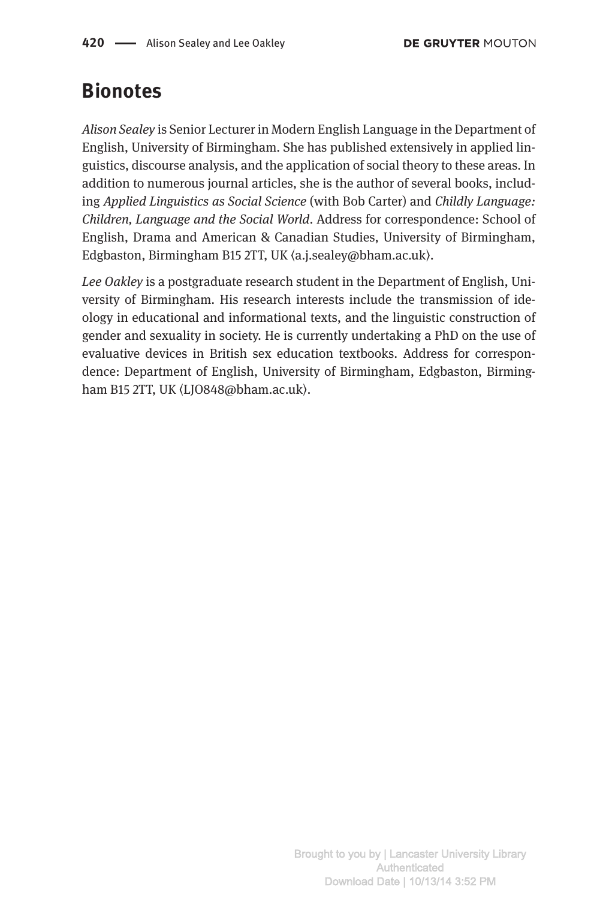## Bionotes

*Alison Sealey* is Senior Lecturer in Modern English Language in the Department of English, University of Birmingham. She has published extensively in applied linguistics, discourse analysis, and the application of social theory to these areas. In addition to numerous journal articles, she is the author of several books, including *Applied Linguistics as Social Science* (with Bob Carter) and *Childly Language: Children, Language and the Social World*. Address for correspondence: School of English, Drama and American & Canadian Studies, University of Birmingham, Edgbaston, Birmingham B15 2TT, UK ⟨a.j.sealey@bham.ac.uk⟩.

*Lee Oakley* is a postgraduate research student in the Department of English, University of Birmingham. His research interests include the transmission of ideology in educational and informational texts, and the linguistic construction of gender and sexuality in society. He is currently undertaking a PhD on the use of evaluative devices in British sex education textbooks. Address for correspondence: Department of English, University of Birmingham, Edgbaston, Birmingham B15 2TT, UK ⟨LJO848@bham.ac.uk⟩.